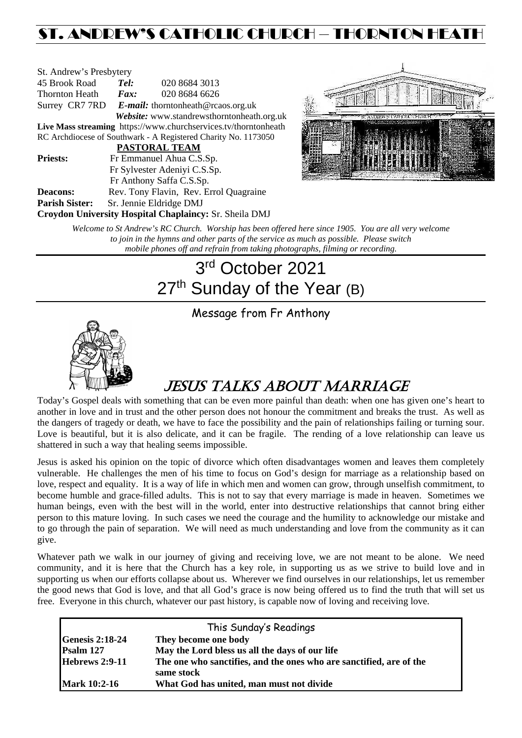# ST. ANDREW'S CATHOLIC CHURCH – THORNTON HEATH

St. Andrew's Presbytery
45 Brook Road *Tel:* 020 8684 3013
Thornton Heath *Fax:* 020 8684 6626
Surrey CR7 7RD *E-mail:* thorntonheath@rcaos.org.uk
*Website:* www.standrewsthorntonheath.org.uk
**Live Mass streaming** https://www.churchservices.tv/thorntonheath
RC Archdiocese of Southwark - A Registered Charity No. 1173050

**PASTORAL TEAM**

**Priests:** Fr Emmanuel Ahua C.S.Sp.
Fr Sylvester Adeniyi C.S.Sp.
Fr Anthony Saffa C.S.Sp.
**Deacons:** Rev. Tony Flavin, Rev. Errol Quagraine
**Parish Sister:** Sr. Jennie Eldridge DMJ
**Croydon University Hospital Chaplaincy:** Sr. Sheila DMJ

*Welcome to St Andrew's RC Church. Worship has been offered here since 1905. You are all very welcome to join in the hymns and other parts of the service as much as possible. Please switch mobile phones off and refrain from taking photographs, filming or recording.*

# 3rd October 2021
# 27th Sunday of the Year (B)

## Message from Fr Anthony

## JESUS TALKS ABOUT MARRIAGE

Today's Gospel deals with something that can be even more painful than death: when one has given one's heart to another in love and in trust and the other person does not honour the commitment and breaks the trust. As well as the dangers of tragedy or death, we have to face the possibility and the pain of relationships failing or turning sour. Love is beautiful, but it is also delicate, and it can be fragile. The rending of a love relationship can leave us shattered in such a way that healing seems impossible.

Jesus is asked his opinion on the topic of divorce which often disadvantages women and leaves them completely vulnerable. He challenges the men of his time to focus on God's design for marriage as a relationship based on love, respect and equality. It is a way of life in which men and women can grow, through unselfish commitment, to become humble and grace-filled adults. This is not to say that every marriage is made in heaven. Sometimes we human beings, even with the best will in the world, enter into destructive relationships that cannot bring either person to this mature loving. In such cases we need the courage and the humility to acknowledge our mistake and to go through the pain of separation. We will need as much understanding and love from the community as it can give.

Whatever path we walk in our journey of giving and receiving love, we are not meant to be alone. We need community, and it is here that the Church has a key role, in supporting us as we strive to build love and in supporting us when our efforts collapse about us. Wherever we find ourselves in our relationships, let us remember the good news that God is love, and that all God's grace is now being offered us to find the truth that will set us free. Everyone in this church, whatever our past history, is capable now of loving and receiving love.

| This Sunday's Readings | |
|---|---|
| **Genesis 2:18-24** | **They become one body** |
| **Psalm 127** | **May the Lord bless us all the days of our life** |
| **Hebrews 2:9-11** | **The one who sanctifies, and the ones who are sanctified, are of the same stock** |
| **Mark 10:2-16** | **What God has united, man must not divide** |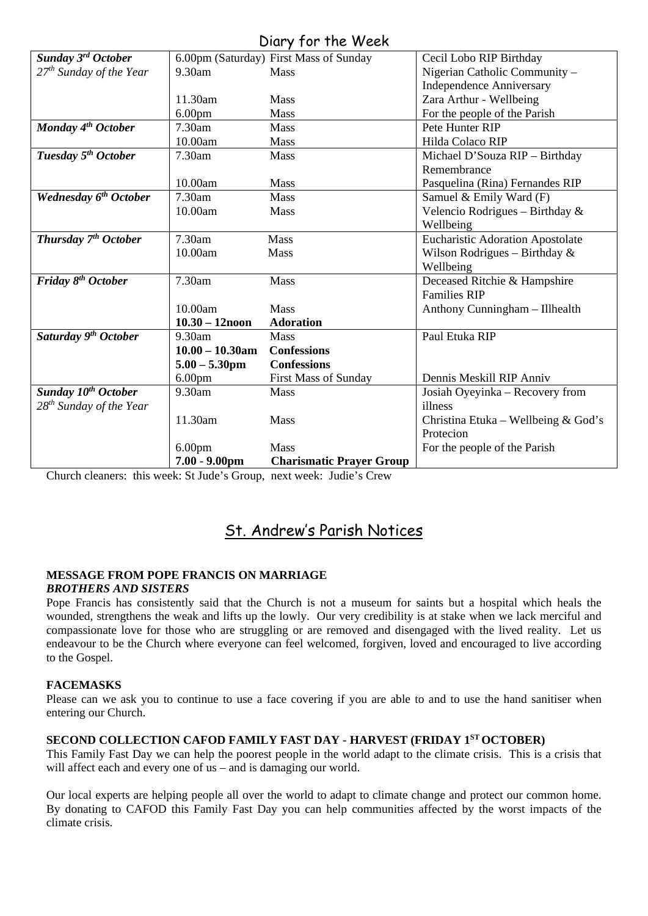## Diary for the Week

| | | | |
|---|---|---|---|
| ***Sunday 3rd October*** *27th Sunday of the Year* | 6.00pm (Saturday) | First Mass of Sunday | Cecil Lobo RIP Birthday |
| | 9.30am | Mass | Nigerian Catholic Community – Independence Anniversary |
| | 11.30am | Mass | Zara Arthur - Wellbeing |
| | 6.00pm | Mass | For the people of the Parish |
| ***Monday 4th October*** | 7.30am | Mass | Pete Hunter RIP |
| | 10.00am | Mass | Hilda Colaco RIP |
| ***Tuesday 5th October*** | 7.30am | Mass | Michael D'Souza RIP – Birthday Remembrance |
| | 10.00am | Mass | Pasquelina (Rina) Fernandes RIP |
| ***Wednesday 6th October*** | 7.30am | Mass | Samuel & Emily Ward (F) |
| | 10.00am | Mass | Velencio Rodrigues – Birthday & Wellbeing |
| ***Thursday 7th October*** | 7.30am | Mass | Eucharistic Adoration Apostolate |
| | 10.00am | Mass | Wilson Rodrigues – Birthday & Wellbeing |
| ***Friday 8th October*** | 7.30am | Mass | Deceased Ritchie & Hampshire Families RIP |
| | 10.00am | Mass | Anthony Cunningham – Illhealth |
| | **10.30 – 12noon** | **Adoration** | |
| ***Saturday 9th October*** | 9.30am | Mass | Paul Etuka RIP |
| | **10.00 – 10.30am** | **Confessions** | |
| | **5.00 – 5.30pm** | **Confessions** | |
| | 6.00pm | First Mass of Sunday | Dennis Meskill RIP Anniv |
| ***Sunday 10th October*** *28th Sunday of the Year* | 9.30am | Mass | Josiah Oyeyinka – Recovery from illness |
| | 11.30am | Mass | Christina Etuka – Wellbeing & God's Protecion |
| | 6.00pm | Mass | For the people of the Parish |
| | **7.00 - 9.00pm** | **Charismatic Prayer Group** | |

Church cleaners: this week: St Jude's Group, next week: Judie's Crew

## St. Andrew's Parish Notices

**MESSAGE FROM POPE FRANCIS ON MARRIAGE**
***BROTHERS AND SISTERS***

Pope Francis has consistently said that the Church is not a museum for saints but a hospital which heals the wounded, strengthens the weak and lifts up the lowly. Our very credibility is at stake when we lack merciful and compassionate love for those who are struggling or are removed and disengaged with the lived reality. Let us endeavour to be the Church where everyone can feel welcomed, forgiven, loved and encouraged to live according to the Gospel.

**FACEMASKS**

Please can we ask you to continue to use a face covering if you are able to and to use the hand sanitiser when entering our Church.

**SECOND COLLECTION CAFOD FAMILY FAST DAY - HARVEST (FRIDAY 1ST OCTOBER)**

This Family Fast Day we can help the poorest people in the world adapt to the climate crisis. This is a crisis that will affect each and every one of us – and is damaging our world.

Our local experts are helping people all over the world to adapt to climate change and protect our common home. By donating to CAFOD this Family Fast Day you can help communities affected by the worst impacts of the climate crisis.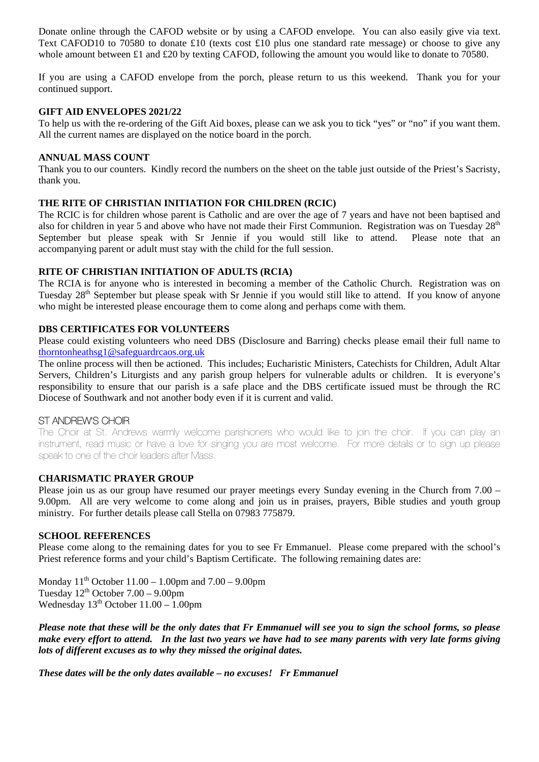Donate online through the CAFOD website or by using a CAFOD envelope. You can also easily give via text. Text CAFOD10 to 70580 to donate £10 (texts cost £10 plus one standard rate message) or choose to give any whole amount between £1 and £20 by texting CAFOD, following the amount you would like to donate to 70580.

If you are using a CAFOD envelope from the porch, please return to us this weekend. Thank you for your continued support.

**GIFT AID ENVELOPES 2021/22**

To help us with the re-ordering of the Gift Aid boxes, please can we ask you to tick "yes" or "no" if you want them. All the current names are displayed on the notice board in the porch.

**ANNUAL MASS COUNT**

Thank you to our counters. Kindly record the numbers on the sheet on the table just outside of the Priest's Sacristy, thank you.

**THE RITE OF CHRISTIAN INITIATION FOR CHILDREN (RCIC)**

The RCIC is for children whose parent is Catholic and are over the age of 7 years and have not been baptised and also for children in year 5 and above who have not made their First Communion. Registration was on Tuesday 28th September but please speak with Sr Jennie if you would still like to attend. Please note that an accompanying parent or adult must stay with the child for the full session.

**RITE OF CHRISTIAN INITIATION OF ADULTS (RCIA)**

The RCIA is for anyone who is interested in becoming a member of the Catholic Church. Registration was on Tuesday 28th September but please speak with Sr Jennie if you would still like to attend. If you know of anyone who might be interested please encourage them to come along and perhaps come with them.

**DBS CERTIFICATES FOR VOLUNTEERS**

Please could existing volunteers who need DBS (Disclosure and Barring) checks please email their full name to thorntonheathsg1@safeguardrcaos.org.uk

The online process will then be actioned. This includes; Eucharistic Ministers, Catechists for Children, Adult Altar Servers, Children's Liturgists and any parish group helpers for vulnerable adults or children. It is everyone's responsibility to ensure that our parish is a safe place and the DBS certificate issued must be through the RC Diocese of Southwark and not another body even if it is current and valid.

ST ANDREW'S CHOIR

The Choir at St. Andrews warmly welcome parishioners who would like to join the choir. If you can play an instrument, read music or have a love for singing you are most welcome. For more details or to sign up please speak to one of the choir leaders after Mass.

**CHARISMATIC PRAYER GROUP**

Please join us as our group have resumed our prayer meetings every Sunday evening in the Church from 7.00 – 9.00pm. All are very welcome to come along and join us in praises, prayers, Bible studies and youth group ministry. For further details please call Stella on 07983 775879.

**SCHOOL REFERENCES**

Please come along to the remaining dates for you to see Fr Emmanuel. Please come prepared with the school's Priest reference forms and your child's Baptism Certificate. The following remaining dates are:

Monday 11th October 11.00 – 1.00pm and 7.00 – 9.00pm
Tuesday 12th October 7.00 – 9.00pm
Wednesday 13th October 11.00 – 1.00pm

***Please note that these will be the only dates that Fr Emmanuel will see you to sign the school forms, so please make every effort to attend. In the last two years we have had to see many parents with very late forms giving lots of different excuses as to why they missed the original dates.***

***These dates will be the only dates available – no excuses! Fr Emmanuel***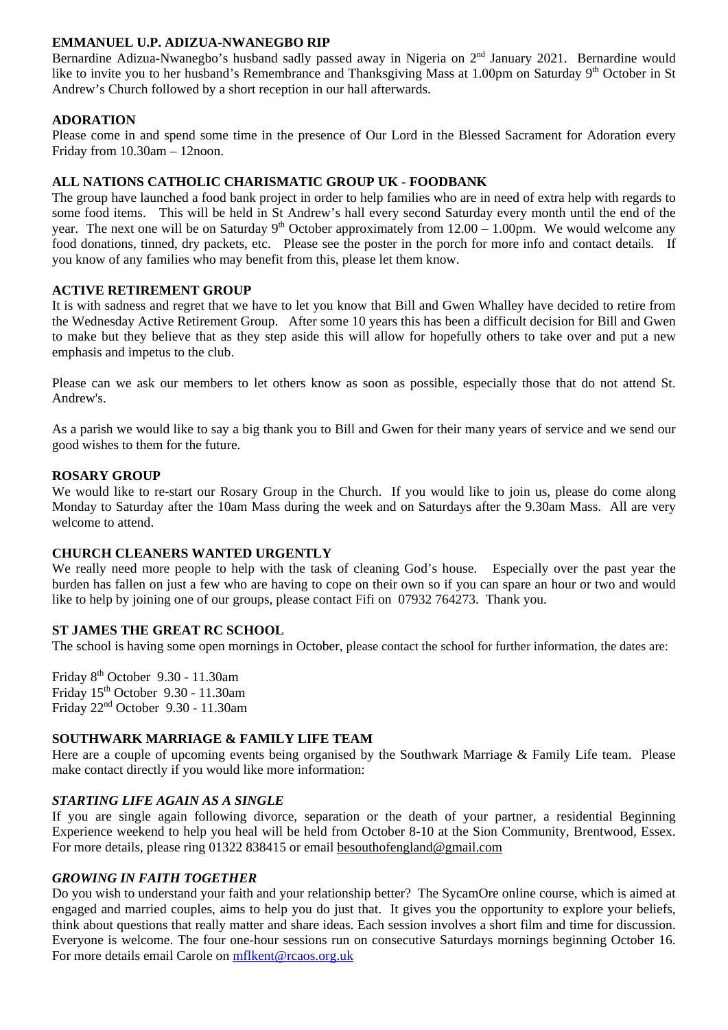### EMMANUEL U.P. ADIZUA-NWANEGBO RIP

Bernardine Adizua-Nwanegbo's husband sadly passed away in Nigeria on 2nd January 2021. Bernardine would like to invite you to her husband's Remembrance and Thanksgiving Mass at 1.00pm on Saturday 9th October in St Andrew's Church followed by a short reception in our hall afterwards.

### ADORATION

Please come in and spend some time in the presence of Our Lord in the Blessed Sacrament for Adoration every Friday from 10.30am – 12noon.

### ALL NATIONS CATHOLIC CHARISMATIC GROUP UK - FOODBANK

The group have launched a food bank project in order to help families who are in need of extra help with regards to some food items. This will be held in St Andrew's hall every second Saturday every month until the end of the year. The next one will be on Saturday 9th October approximately from 12.00 – 1.00pm. We would welcome any food donations, tinned, dry packets, etc. Please see the poster in the porch for more info and contact details. If you know of any families who may benefit from this, please let them know.

### ACTIVE RETIREMENT GROUP

It is with sadness and regret that we have to let you know that Bill and Gwen Whalley have decided to retire from the Wednesday Active Retirement Group. After some 10 years this has been a difficult decision for Bill and Gwen to make but they believe that as they step aside this will allow for hopefully others to take over and put a new emphasis and impetus to the club.

Please can we ask our members to let others know as soon as possible, especially those that do not attend St. Andrew's.

As a parish we would like to say a big thank you to Bill and Gwen for their many years of service and we send our good wishes to them for the future.

### ROSARY GROUP

We would like to re-start our Rosary Group in the Church. If you would like to join us, please do come along Monday to Saturday after the 10am Mass during the week and on Saturdays after the 9.30am Mass. All are very welcome to attend.

### CHURCH CLEANERS WANTED URGENTLY

We really need more people to help with the task of cleaning God's house. Especially over the past year the burden has fallen on just a few who are having to cope on their own so if you can spare an hour or two and would like to help by joining one of our groups, please contact Fifi on 07932 764273. Thank you.

### ST JAMES THE GREAT RC SCHOOL

The school is having some open mornings in October, please contact the school for further information, the dates are:

Friday 8th October 9.30 - 11.30am
Friday 15th October 9.30 - 11.30am
Friday 22nd October 9.30 - 11.30am

### SOUTHWARK MARRIAGE & FAMILY LIFE TEAM

Here are a couple of upcoming events being organised by the Southwark Marriage & Family Life team. Please make contact directly if you would like more information:

#### *STARTING LIFE AGAIN AS A SINGLE*

If you are single again following divorce, separation or the death of your partner, a residential Beginning Experience weekend to help you heal will be held from October 8-10 at the Sion Community, Brentwood, Essex. For more details, please ring 01322 838415 or email besouthofengland@gmail.com

#### *GROWING IN FAITH TOGETHER*

Do you wish to understand your faith and your relationship better? The SycamOre online course, which is aimed at engaged and married couples, aims to help you do just that. It gives you the opportunity to explore your beliefs, think about questions that really matter and share ideas. Each session involves a short film and time for discussion. Everyone is welcome. The four one-hour sessions run on consecutive Saturdays mornings beginning October 16. For more details email Carole on mflkent@rcaos.org.uk